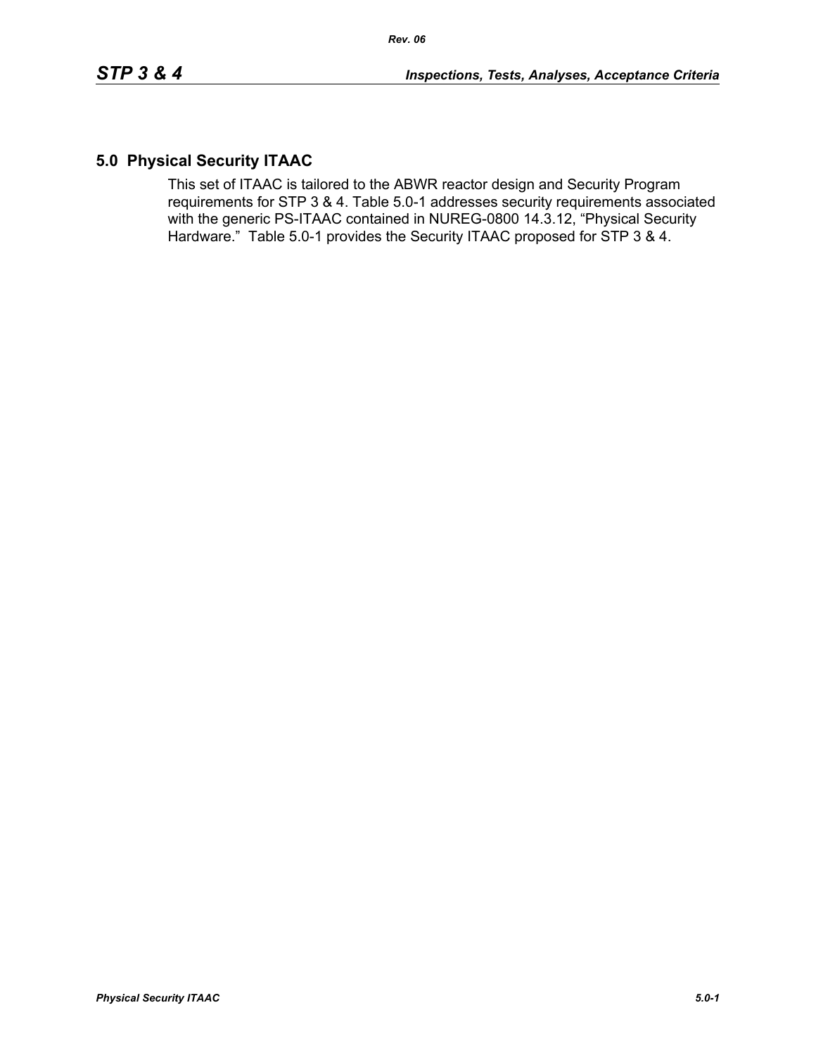# 5.0 Physical Security ITAAC

This set of ITAAC is tailored to the ABWR reactor design and Security Program requirements for STP 3 & 4. Table 5.0-1 addresses security requirements associated with the generic PS-ITAAC contained in NUREG-0800 14.3.12, "Physical Security Hardware." Table 5.0-1 provides the Security ITAAC proposed for STP 3 & 4.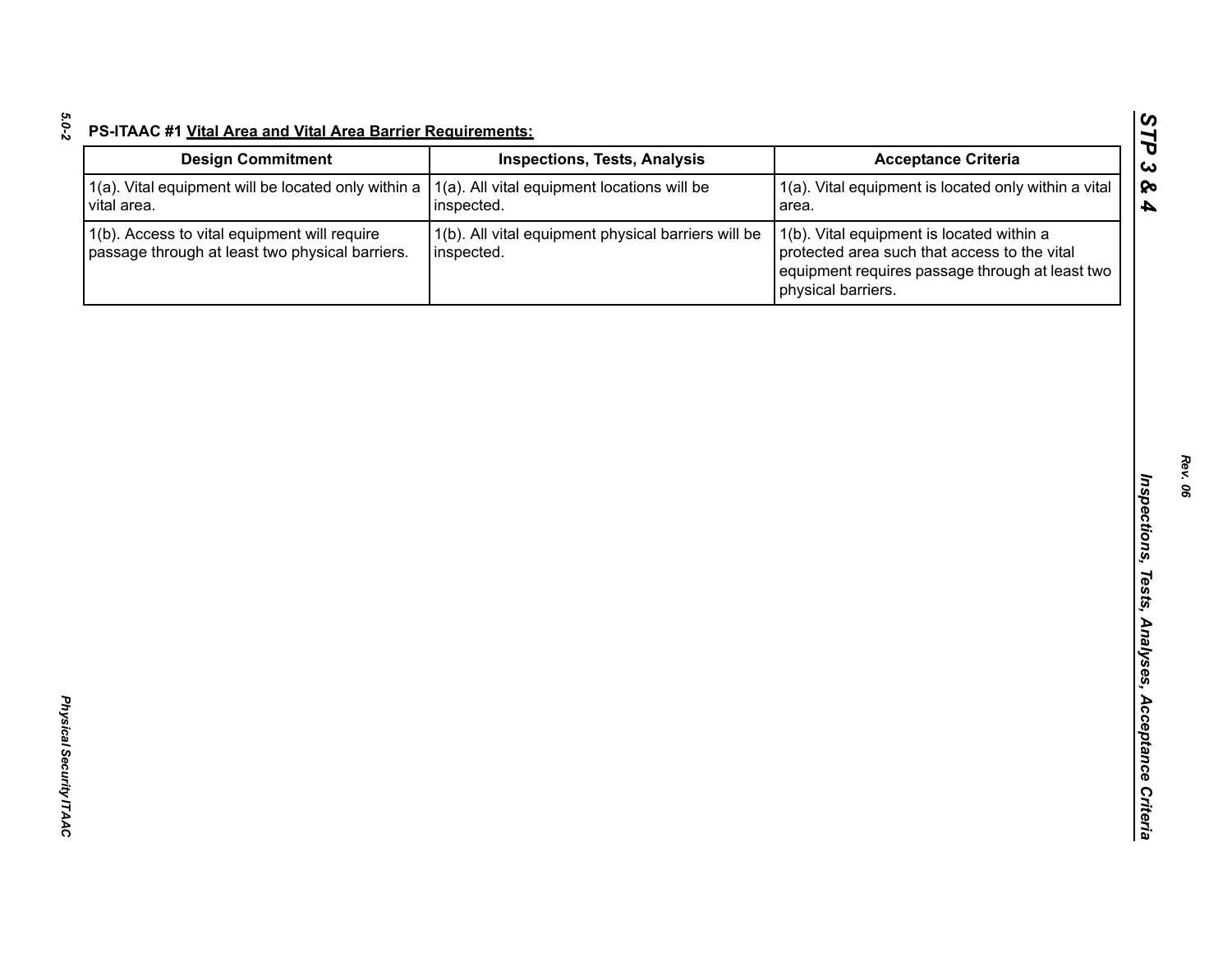**PS-ITAAC #1 Vital Area and Vital Area Barrier Requirements:**

| Design Commitment | Inspections, Tests, Analysis | Acceptance Criteria |
|---|---|---|
| 1(a). Vital equipment will be located only within a vital area. | 1(a). All vital equipment locations will be inspected. | 1(a). Vital equipment is located only within a vital area. |
| 1(b). Access to vital equipment will require passage through at least two physical barriers. | 1(b). All vital equipment physical barriers will be inspected. | 1(b). Vital equipment is located within a protected area such that access to the vital equipment requires passage through at least two physical barriers. |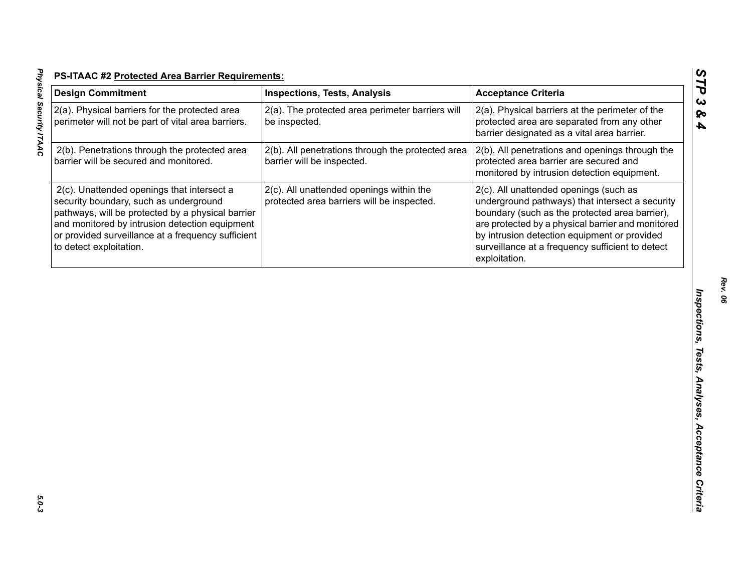**PS-ITAAC #2 Protected Area Barrier Requirements:**

| Design Commitment | Inspections, Tests, Analysis | Acceptance Criteria |
|---|---|---|
| 2(a). Physical barriers for the protected area perimeter will not be part of vital area barriers. | 2(a). The protected area perimeter barriers will be inspected. | 2(a). Physical barriers at the perimeter of the protected area are separated from any other barrier designated as a vital area barrier. |
| 2(b). Penetrations through the protected area barrier will be secured and monitored. | 2(b). All penetrations through the protected area barrier will be inspected. | 2(b). All penetrations and openings through the protected area barrier are secured and monitored by intrusion detection equipment. |
| 2(c). Unattended openings that intersect a security boundary, such as underground pathways, will be protected by a physical barrier and monitored by intrusion detection equipment or provided surveillance at a frequency sufficient to detect exploitation. | 2(c). All unattended openings within the protected area barriers will be inspected. | 2(c). All unattended openings (such as underground pathways) that intersect a security boundary (such as the protected area barrier), are protected by a physical barrier and monitored by intrusion detection equipment or provided surveillance at a frequency sufficient to detect exploitation. |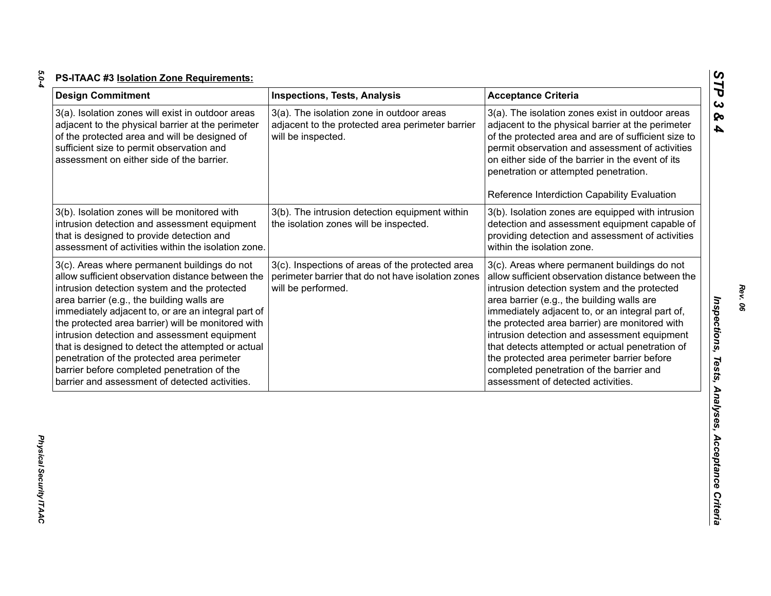**PS-ITAAC #3 Isolation Zone Requirements:**

| Design Commitment | Inspections, Tests, Analysis | Acceptance Criteria |
|---|---|---|
| 3(a). Isolation zones will exist in outdoor areas adjacent to the physical barrier at the perimeter of the protected area and will be designed of sufficient size to permit observation and assessment on either side of the barrier. | 3(a). The isolation zone in outdoor areas adjacent to the protected area perimeter barrier will be inspected. | 3(a). The isolation zones exist in outdoor areas adjacent to the physical barrier at the perimeter of the protected area and are of sufficient size to permit observation and assessment of activities on either side of the barrier in the event of its penetration or attempted penetration.<br><br>Reference Interdiction Capability Evaluation |
| 3(b). Isolation zones will be monitored with intrusion detection and assessment equipment that is designed to provide detection and assessment of activities within the isolation zone. | 3(b). The intrusion detection equipment within the isolation zones will be inspected. | 3(b). Isolation zones are equipped with intrusion detection and assessment equipment capable of providing detection and assessment of activities within the isolation zone. |
| 3(c). Areas where permanent buildings do not allow sufficient observation distance between the intrusion detection system and the protected area barrier (e.g., the building walls are immediately adjacent to, or are an integral part of the protected area barrier) will be monitored with intrusion detection and assessment equipment that is designed to detect the attempted or actual penetration of the protected area perimeter barrier before completed penetration of the barrier and assessment of detected activities. | 3(c). Inspections of areas of the protected area perimeter barrier that do not have isolation zones will be performed. | 3(c). Areas where permanent buildings do not allow sufficient observation distance between the intrusion detection system and the protected area barrier (e.g., the building walls are immediately adjacent to, or an integral part of, the protected area barrier) are monitored with intrusion detection and assessment equipment that detects attempted or actual penetration of the protected area perimeter barrier before completed penetration of the barrier and assessment of detected activities. |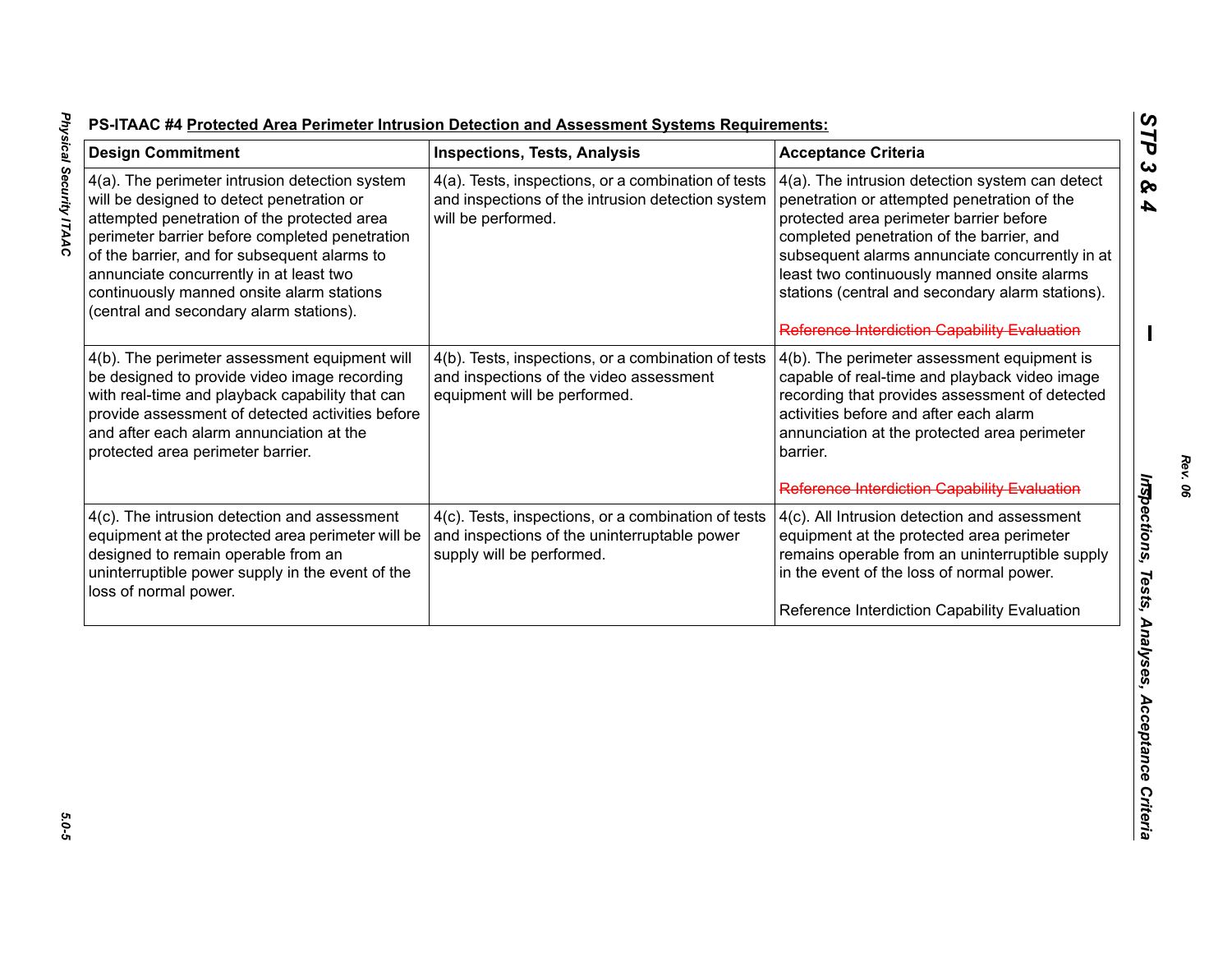**PS-ITAAC #4 Protected Area Perimeter Intrusion Detection and Assessment Systems Requirements:**

| Design Commitment | Inspections, Tests, Analysis | Acceptance Criteria |
|---|---|---|
| 4(a). The perimeter intrusion detection system will be designed to detect penetration or attempted penetration of the protected area perimeter barrier before completed penetration of the barrier, and for subsequent alarms to annunciate concurrently in at least two continuously manned onsite alarm stations (central and secondary alarm stations). | 4(a). Tests, inspections, or a combination of tests and inspections of the intrusion detection system will be performed. | 4(a). The intrusion detection system can detect penetration or attempted penetration of the protected area perimeter barrier before completed penetration of the barrier, and subsequent alarms annunciate concurrently in at least two continuously manned onsite alarms stations (central and secondary alarm stations).<br><br>~~Reference Interdiction Capability Evaluation~~ |
| 4(b). The perimeter assessment equipment will be designed to provide video image recording with real-time and playback capability that can provide assessment of detected activities before and after each alarm annunciation at the protected area perimeter barrier. | 4(b). Tests, inspections, or a combination of tests and inspections of the video assessment equipment will be performed. | 4(b). The perimeter assessment equipment is capable of real-time and playback video image recording that provides assessment of detected activities before and after each alarm annunciation at the protected area perimeter barrier.<br><br>~~Reference Interdiction Capability Evaluation~~ |
| 4(c). The intrusion detection and assessment equipment at the protected area perimeter will be designed to remain operable from an uninterruptible power supply in the event of the loss of normal power. | 4(c). Tests, inspections, or a combination of tests and inspections of the uninterruptable power supply will be performed. | 4(c). All Intrusion detection and assessment equipment at the protected area perimeter remains operable from an uninterruptible supply in the event of the loss of normal power.<br><br>Reference Interdiction Capability Evaluation |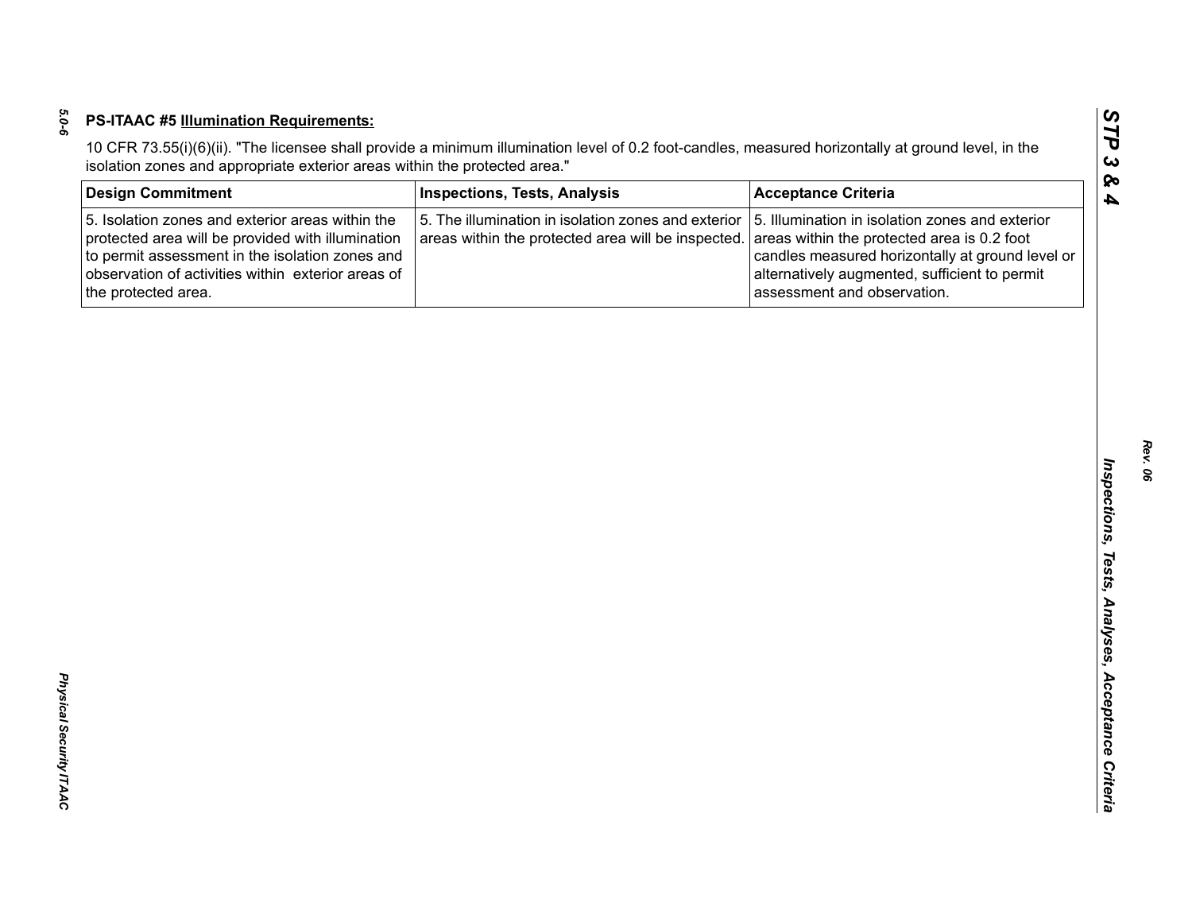**PS-ITAAC #5 Illumination Requirements:**

10 CFR 73.55(i)(6)(ii). "The licensee shall provide a minimum illumination level of 0.2 foot-candles, measured horizontally at ground level, in the isolation zones and appropriate exterior areas within the protected area."

| Design Commitment | Inspections, Tests, Analysis | Acceptance Criteria |
|---|---|---|
| 5. Isolation zones and exterior areas within the protected area will be provided with illumination to permit assessment in the isolation zones and observation of activities within exterior areas of the protected area. | 5. The illumination in isolation zones and exterior areas within the protected area will be inspected. | 5. Illumination in isolation zones and exterior areas within the protected area is 0.2 foot candles measured horizontally at ground level or alternatively augmented, sufficient to permit assessment and observation. |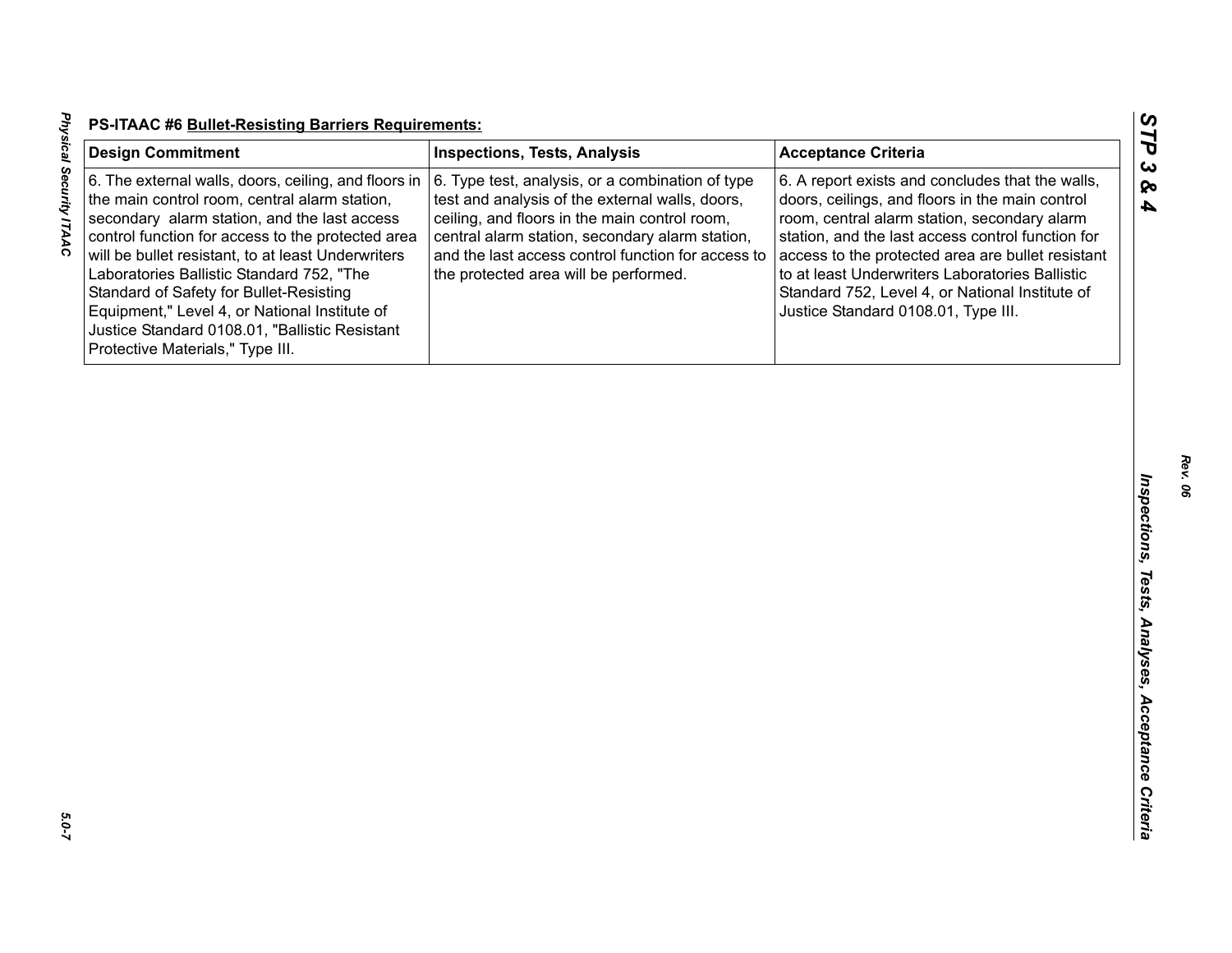**PS-ITAAC #6 Bullet-Resisting Barriers Requirements:**

| Design Commitment | Inspections, Tests, Analysis | Acceptance Criteria |
|---|---|---|
| 6. The external walls, doors, ceiling, and floors in the main control room, central alarm station, secondary alarm station, and the last access control function for access to the protected area will be bullet resistant, to at least Underwriters Laboratories Ballistic Standard 752, "The Standard of Safety for Bullet-Resisting Equipment," Level 4, or National Institute of Justice Standard 0108.01, "Ballistic Resistant Protective Materials," Type III. | 6. Type test, analysis, or a combination of type test and analysis of the external walls, doors, ceiling, and floors in the main control room, central alarm station, secondary alarm station, and the last access control function for access to the protected area will be performed. | 6. A report exists and concludes that the walls, doors, ceilings, and floors in the main control room, central alarm station, secondary alarm station, and the last access control function for access to the protected area are bullet resistant to at least Underwriters Laboratories Ballistic Standard 752, Level 4, or National Institute of Justice Standard 0108.01, Type III. |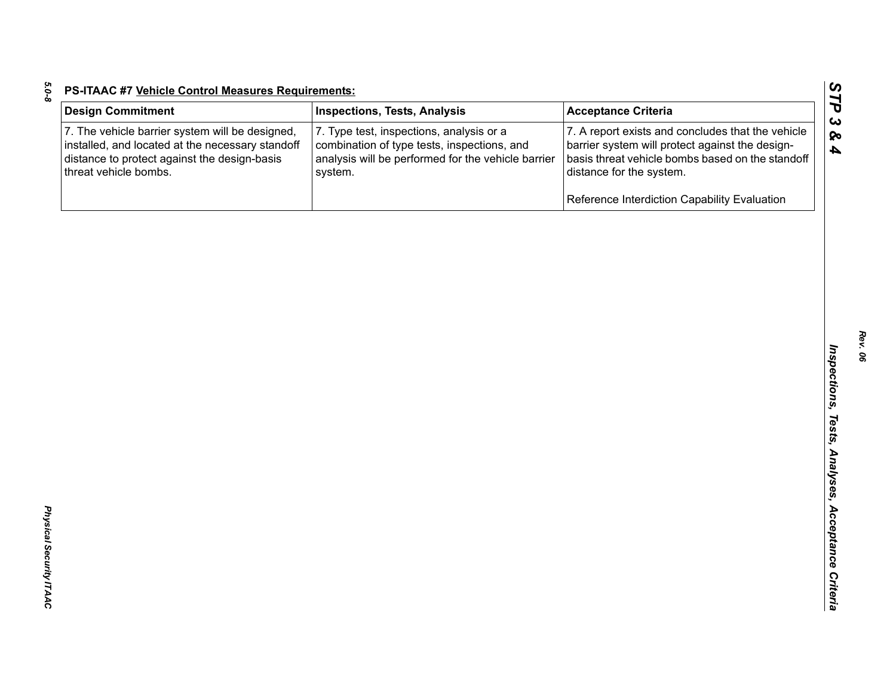**PS-ITAAC #7 Vehicle Control Measures Requirements:**

| Design Commitment | Inspections, Tests, Analysis | Acceptance Criteria |
|---|---|---|
| 7. The vehicle barrier system will be designed, installed, and located at the necessary standoff distance to protect against the design-basis threat vehicle bombs. | 7. Type test, inspections, analysis or a combination of type tests, inspections, and analysis will be performed for the vehicle barrier system. | 7. A report exists and concludes that the vehicle barrier system will protect against the design-basis threat vehicle bombs based on the standoff distance for the system.<br><br>Reference Interdiction Capability Evaluation |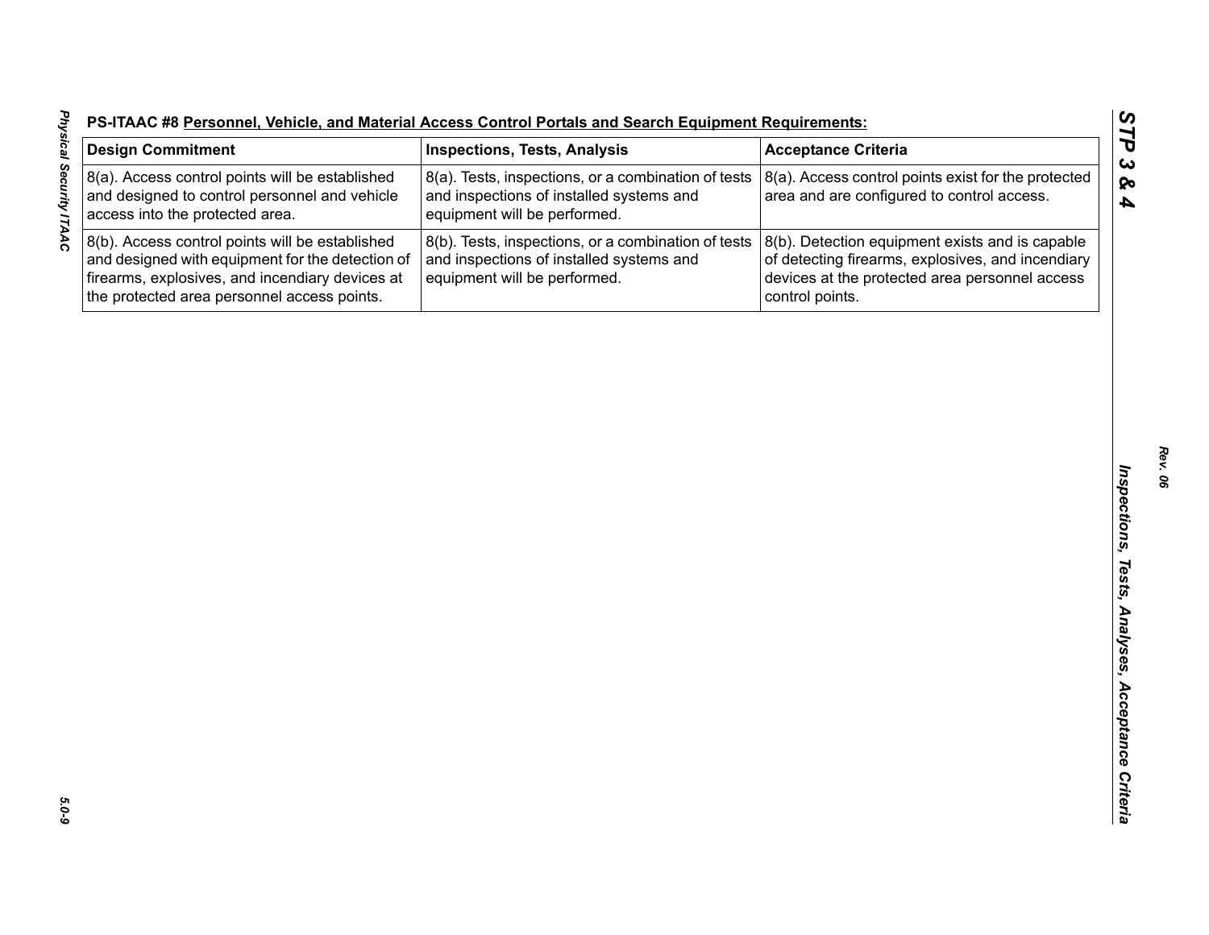**PS-ITAAC #8 Personnel, Vehicle, and Material Access Control Portals and Search Equipment Requirements:**

| Design Commitment | Inspections, Tests, Analysis | Acceptance Criteria |
|---|---|---|
| 8(a). Access control points will be established and designed to control personnel and vehicle access into the protected area. | 8(a). Tests, inspections, or a combination of tests and inspections of installed systems and equipment will be performed. | 8(a). Access control points exist for the protected area and are configured to control access. |
| 8(b). Access control points will be established and designed with equipment for the detection of firearms, explosives, and incendiary devices at the protected area personnel access points. | 8(b). Tests, inspections, or a combination of tests and inspections of installed systems and equipment will be performed. | 8(b). Detection equipment exists and is capable of detecting firearms, explosives, and incendiary devices at the protected area personnel access control points. |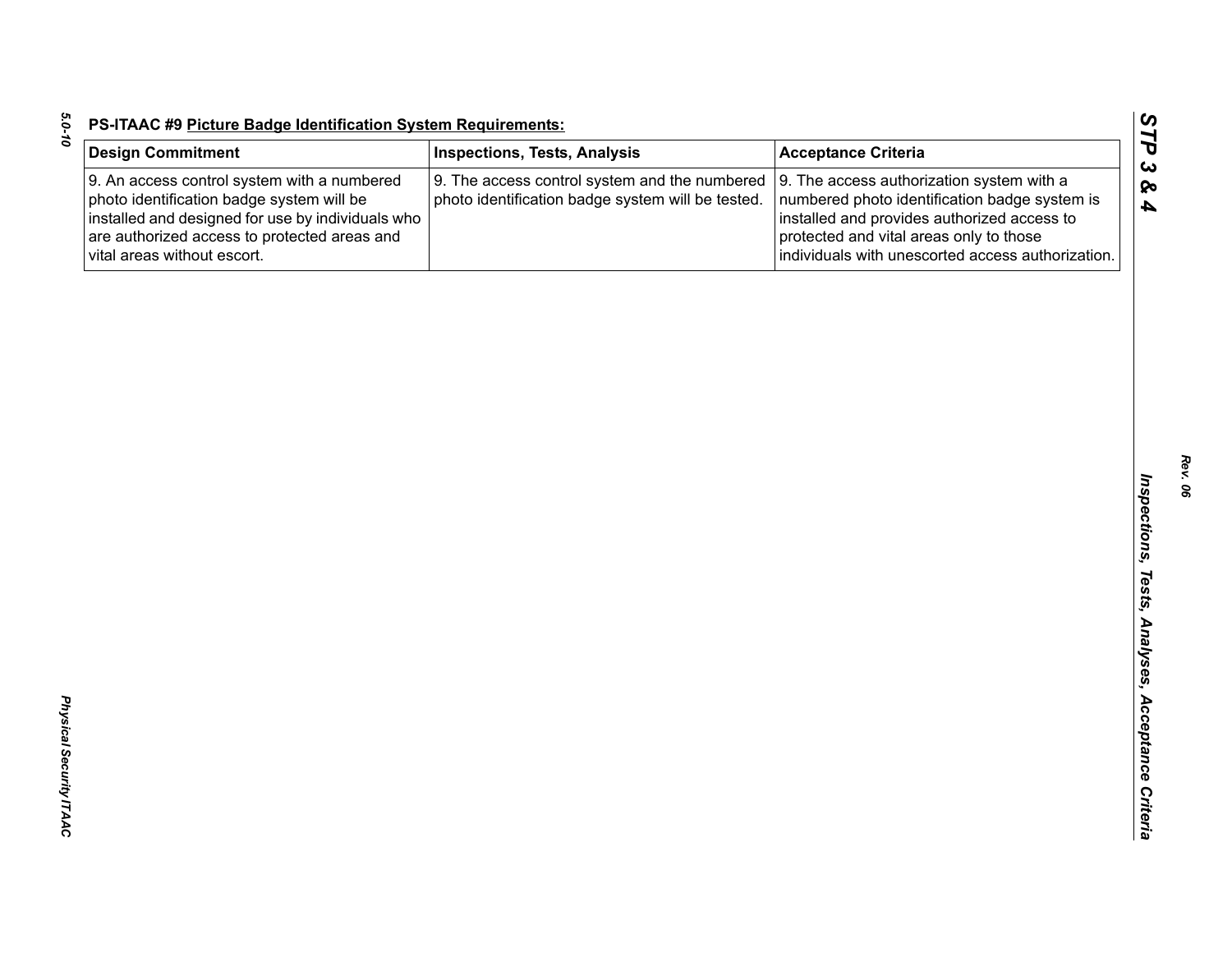**PS-ITAAC #9 Picture Badge Identification System Requirements:**

| Design Commitment | Inspections, Tests, Analysis | Acceptance Criteria |
|---|---|---|
| 9. An access control system with a numbered photo identification badge system will be installed and designed for use by individuals who are authorized access to protected areas and vital areas without escort. | 9. The access control system and the numbered photo identification badge system will be tested. | 9. The access authorization system with a numbered photo identification badge system is installed and provides authorized access to protected and vital areas only to those individuals with unescorted access authorization. |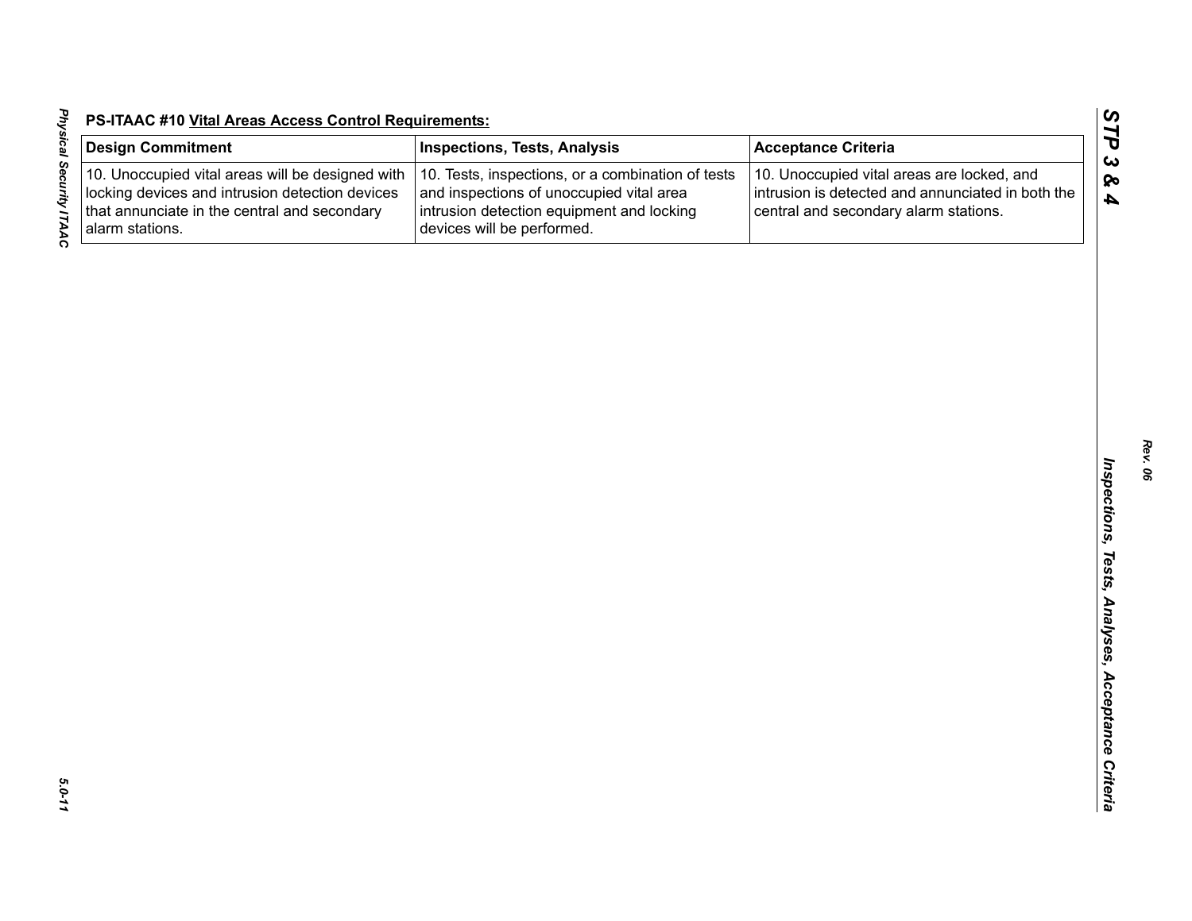**PS-ITAAC #10 Vital Areas Access Control Requirements:**

| Design Commitment | Inspections, Tests, Analysis | Acceptance Criteria |
| --- | --- | --- |
| 10. Unoccupied vital areas will be designed with locking devices and intrusion detection devices that annunciate in the central and secondary alarm stations. | 10. Tests, inspections, or a combination of tests and inspections of unoccupied vital area intrusion detection equipment and locking devices will be performed. | 10. Unoccupied vital areas are locked, and intrusion is detected and annunciated in both the central and secondary alarm stations. |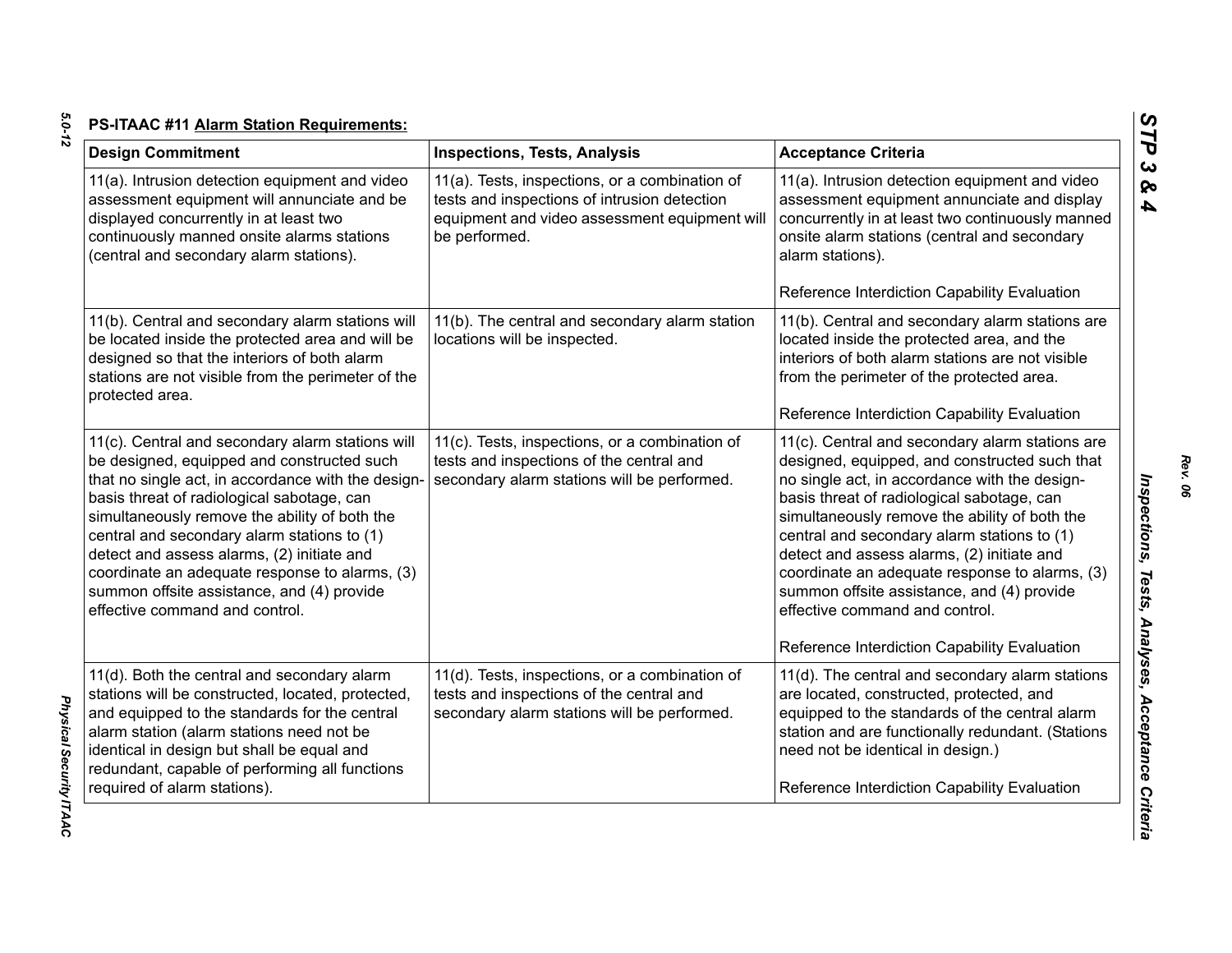**PS-ITAAC #11 Alarm Station Requirements:**

| Design Commitment | Inspections, Tests, Analysis | Acceptance Criteria |
|---|---|---|
| 11(a). Intrusion detection equipment and video assessment equipment will annunciate and be displayed concurrently in at least two continuously manned onsite alarms stations (central and secondary alarm stations). | 11(a). Tests, inspections, or a combination of tests and inspections of intrusion detection equipment and video assessment equipment will be performed. | 11(a). Intrusion detection equipment and video assessment equipment annunciate and display concurrently in at least two continuously manned onsite alarm stations (central and secondary alarm stations).<br><br>Reference Interdiction Capability Evaluation |
| 11(b). Central and secondary alarm stations will be located inside the protected area and will be designed so that the interiors of both alarm stations are not visible from the perimeter of the protected area. | 11(b). The central and secondary alarm station locations will be inspected. | 11(b). Central and secondary alarm stations are located inside the protected area, and the interiors of both alarm stations are not visible from the perimeter of the protected area.<br><br>Reference Interdiction Capability Evaluation |
| 11(c). Central and secondary alarm stations will be designed, equipped and constructed such that no single act, in accordance with the design-basis threat of radiological sabotage, can simultaneously remove the ability of both the central and secondary alarm stations to (1) detect and assess alarms, (2) initiate and coordinate an adequate response to alarms, (3) summon offsite assistance, and (4) provide effective command and control. | 11(c). Tests, inspections, or a combination of tests and inspections of the central and secondary alarm stations will be performed. | 11(c). Central and secondary alarm stations are designed, equipped, and constructed such that no single act, in accordance with the design-basis threat of radiological sabotage, can simultaneously remove the ability of both the central and secondary alarm stations to (1) detect and assess alarms, (2) initiate and coordinate an adequate response to alarms, (3) summon offsite assistance, and (4) provide effective command and control.<br><br>Reference Interdiction Capability Evaluation |
| 11(d). Both the central and secondary alarm stations will be constructed, located, protected, and equipped to the standards for the central alarm station (alarm stations need not be identical in design but shall be equal and redundant, capable of performing all functions required of alarm stations). | 11(d). Tests, inspections, or a combination of tests and inspections of the central and secondary alarm stations will be performed. | 11(d). The central and secondary alarm stations are located, constructed, protected, and equipped to the standards of the central alarm station and are functionally redundant. (Stations need not be identical in design.)<br><br>Reference Interdiction Capability Evaluation |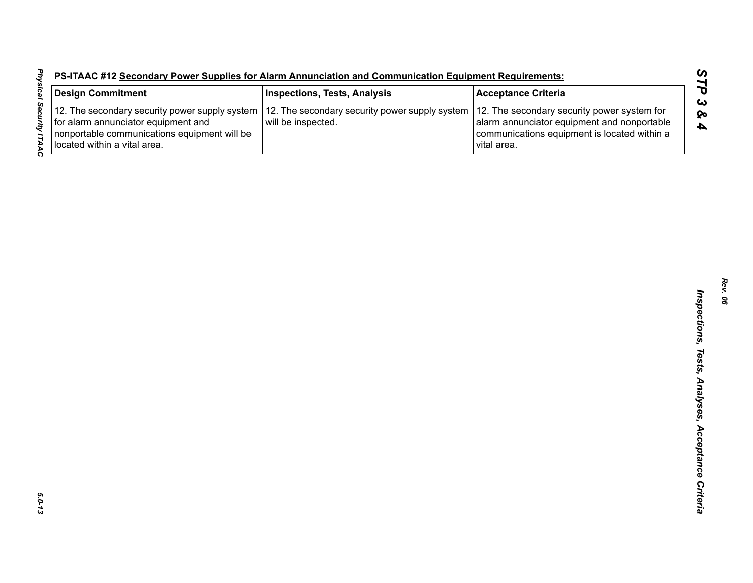**PS-ITAAC #12 Secondary Power Supplies for Alarm Annunciation and Communication Equipment Requirements:**

| Design Commitment | Inspections, Tests, Analysis | Acceptance Criteria |
|---|---|---|
| 12. The secondary security power supply system for alarm annunciator equipment and nonportable communications equipment will be located within a vital area. | 12. The secondary security power supply system will be inspected. | 12. The secondary security power system for alarm annunciator equipment and nonportable communications equipment is located within a vital area. |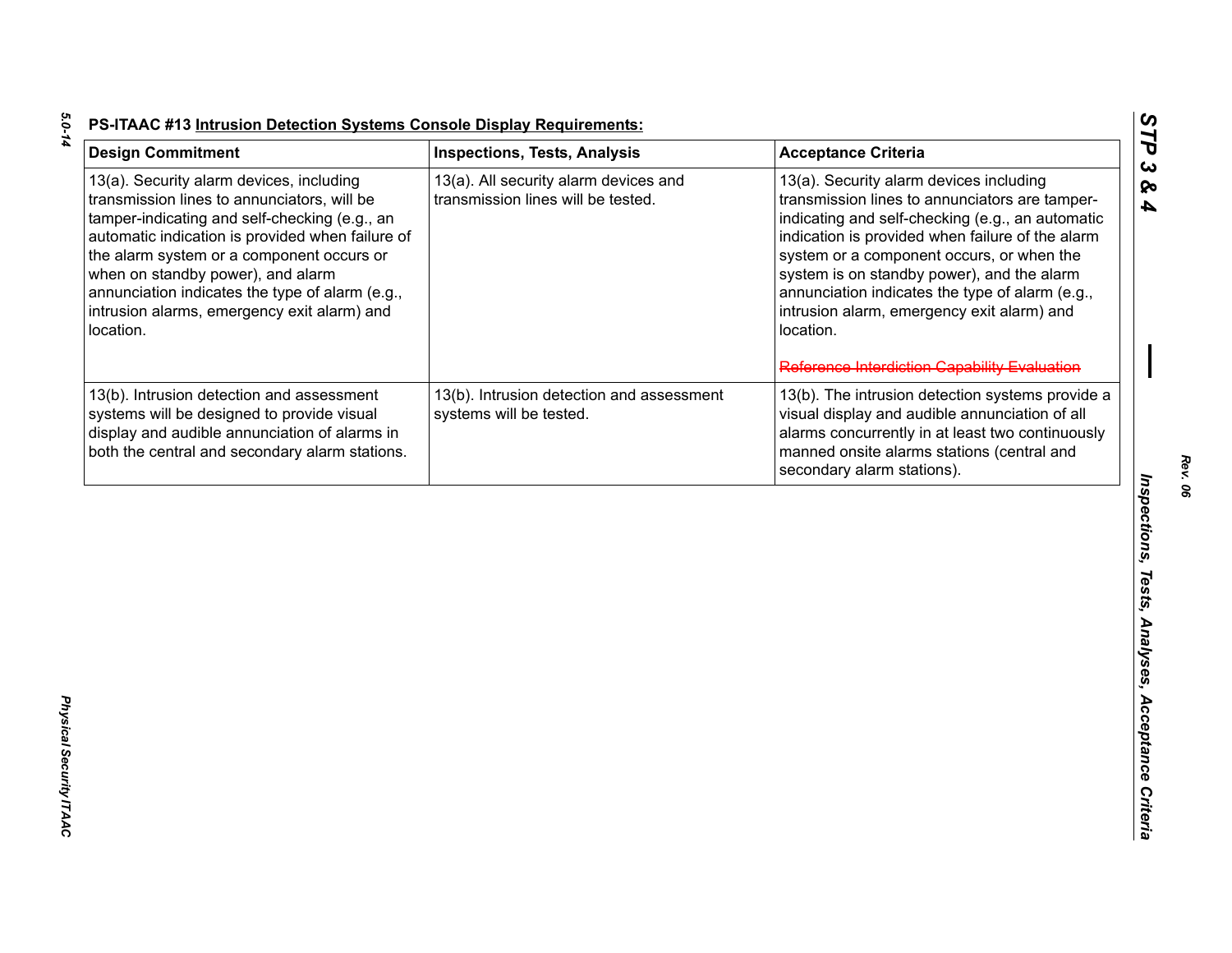**PS-ITAAC #13 Intrusion Detection Systems Console Display Requirements:**

| Design Commitment | Inspections, Tests, Analysis | Acceptance Criteria |
|---|---|---|
| 13(a). Security alarm devices, including transmission lines to annunciators, will be tamper-indicating and self-checking (e.g., an automatic indication is provided when failure of the alarm system or a component occurs or when on standby power), and alarm annunciation indicates the type of alarm (e.g., intrusion alarms, emergency exit alarm) and location. | 13(a). All security alarm devices and transmission lines will be tested. | 13(a). Security alarm devices including transmission lines to annunciators are tamper-indicating and self-checking (e.g., an automatic indication is provided when failure of the alarm system or a component occurs, or when the system is on standby power), and the alarm annunciation indicates the type of alarm (e.g., intrusion alarm, emergency exit alarm) and location. ~~Reference Interdiction Capability Evaluation~~ |
| 13(b). Intrusion detection and assessment systems will be designed to provide visual display and audible annunciation of alarms in both the central and secondary alarm stations. | 13(b). Intrusion detection and assessment systems will be tested. | 13(b). The intrusion detection systems provide a visual display and audible annunciation of all alarms concurrently in at least two continuously manned onsite alarms stations (central and secondary alarm stations). |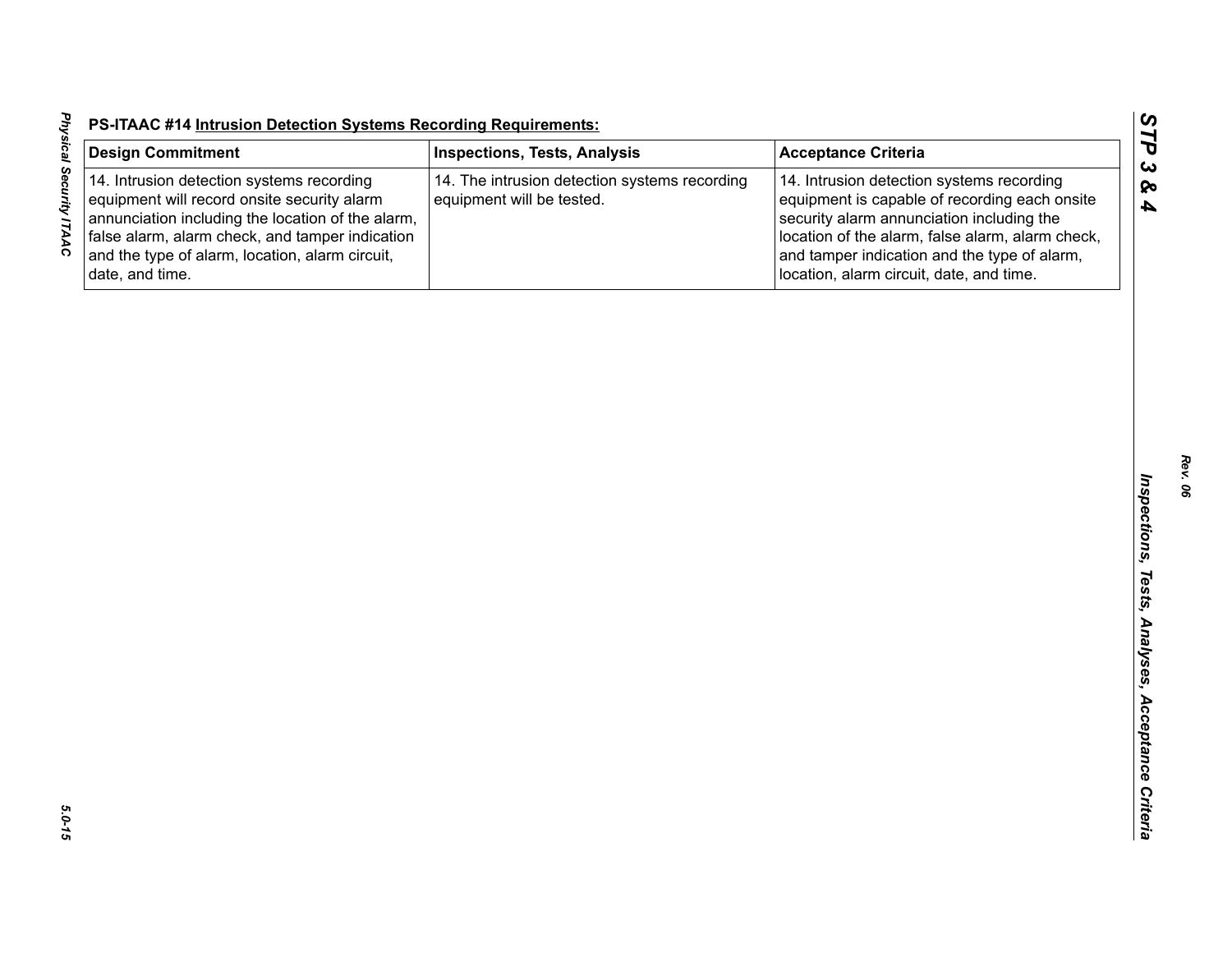**PS-ITAAC #14 Intrusion Detection Systems Recording Requirements:**

| Design Commitment | Inspections, Tests, Analysis | Acceptance Criteria |
|---|---|---|
| 14. Intrusion detection systems recording equipment will record onsite security alarm annunciation including the location of the alarm, false alarm, alarm check, and tamper indication and the type of alarm, location, alarm circuit, date, and time. | 14. The intrusion detection systems recording equipment will be tested. | 14. Intrusion detection systems recording equipment is capable of recording each onsite security alarm annunciation including the location of the alarm, false alarm, alarm check, and tamper indication and the type of alarm, location, alarm circuit, date, and time. |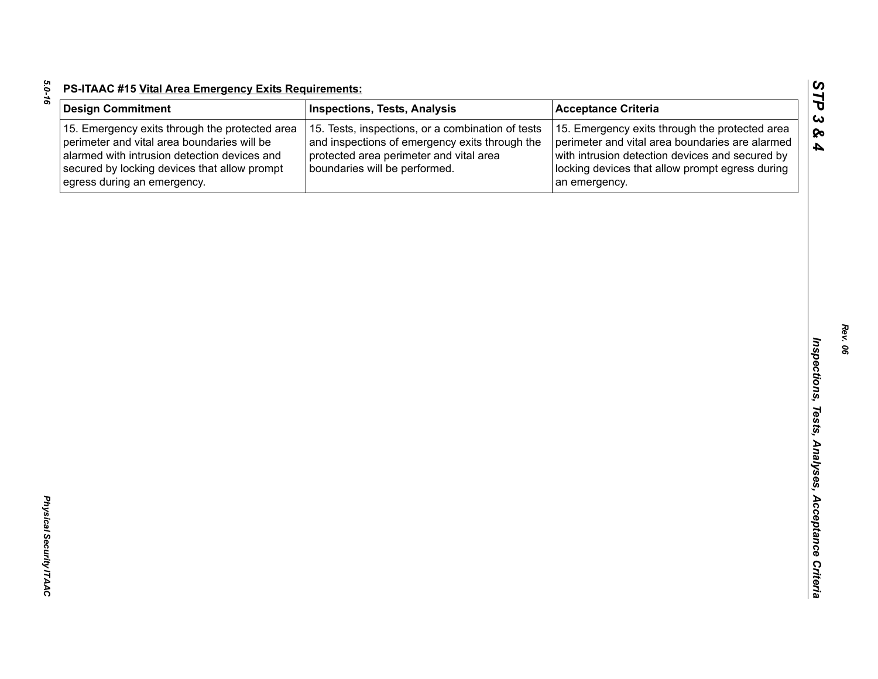**PS-ITAAC #15 Vital Area Emergency Exits Requirements:**

| Design Commitment | Inspections, Tests, Analysis | Acceptance Criteria |
|---|---|---|
| 15. Emergency exits through the protected area perimeter and vital area boundaries will be alarmed with intrusion detection devices and secured by locking devices that allow prompt egress during an emergency. | 15. Tests, inspections, or a combination of tests and inspections of emergency exits through the protected area perimeter and vital area boundaries will be performed. | 15. Emergency exits through the protected area perimeter and vital area boundaries are alarmed with intrusion detection devices and secured by locking devices that allow prompt egress during an emergency. |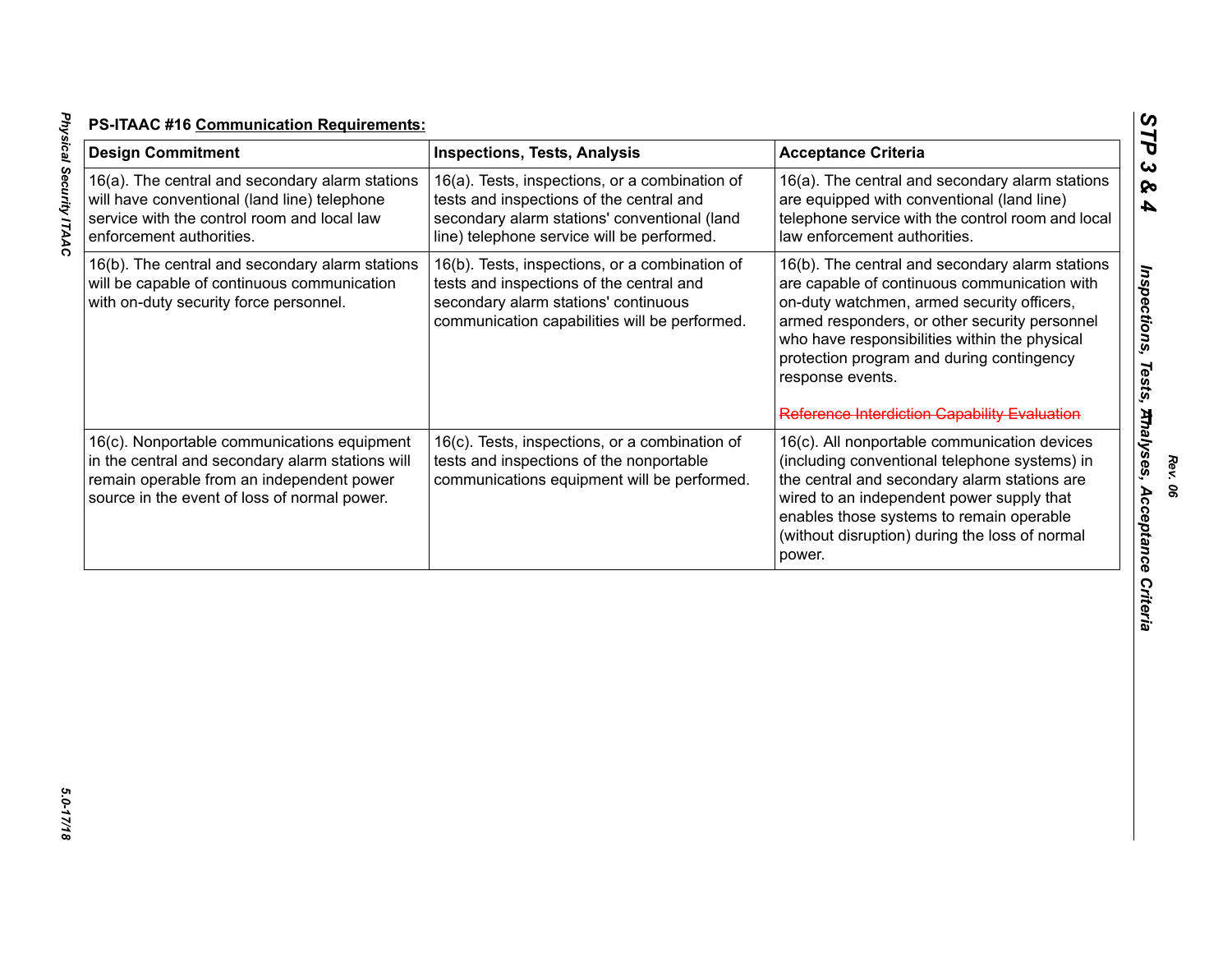**PS-ITAAC #16 Communication Requirements:**

| Design Commitment | Inspections, Tests, Analysis | Acceptance Criteria |
|---|---|---|
| 16(a). The central and secondary alarm stations will have conventional (land line) telephone service with the control room and local law enforcement authorities. | 16(a). Tests, inspections, or a combination of tests and inspections of the central and secondary alarm stations' conventional (land line) telephone service will be performed. | 16(a). The central and secondary alarm stations are equipped with conventional (land line) telephone service with the control room and local law enforcement authorities. |
| 16(b). The central and secondary alarm stations will be capable of continuous communication with on-duty security force personnel. | 16(b). Tests, inspections, or a combination of tests and inspections of the central and secondary alarm stations' continuous communication capabilities will be performed. | 16(b). The central and secondary alarm stations are capable of continuous communication with on-duty watchmen, armed security officers, armed responders, or other security personnel who have responsibilities within the physical protection program and during contingency response events.<br><br>~~Reference Interdiction Capability Evaluation~~ |
| 16(c). Nonportable communications equipment in the central and secondary alarm stations will remain operable from an independent power source in the event of loss of normal power. | 16(c). Tests, inspections, or a combination of tests and inspections of the nonportable communications equipment will be performed. | 16(c). All nonportable communication devices (including conventional telephone systems) in the central and secondary alarm stations are wired to an independent power supply that enables those systems to remain operable (without disruption) during the loss of normal power. |